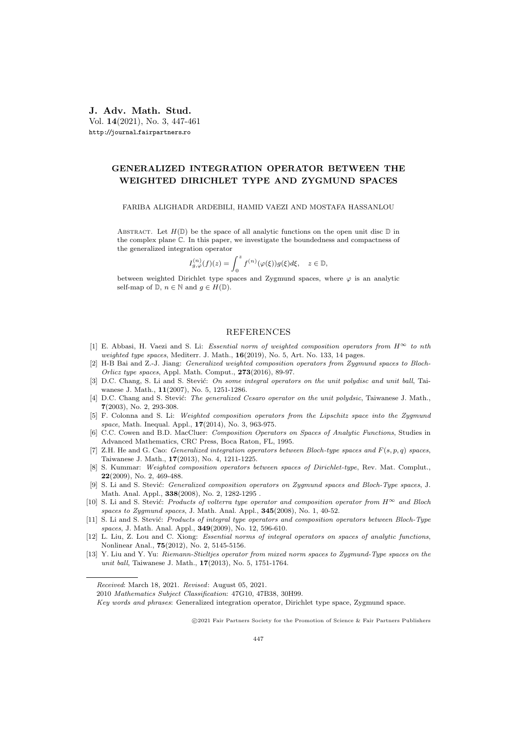**J. Adv. Math. Stud.**
Vol. **14**(2021), No. 3, 447-461
http://journal.fairpartners.ro

# GENERALIZED INTEGRATION OPERATOR BETWEEN THE WEIGHTED DIRICHLET TYPE AND ZYGMUND SPACES

FARIBA ALIGHADR ARDEBILI, HAMID VAEZI AND MOSTAFA HASSANLOU

Abstract. Let $H(\mathbb{D})$ be the space of all analytic functions on the open unit disc $\mathbb{D}$ in the complex plane $\mathbb{C}$. In this paper, we investigate the boundedness and compactness of the generalized integration operator

$$I_{g,\varphi}^{(n)}(f)(z) = \int_0^z f^{(n)}(\varphi(\xi))g(\xi)d\xi, \quad z \in \mathbb{D},$$

between weighted Dirichlet type spaces and Zygmund spaces, where $\varphi$ is an analytic self-map of $\mathbb{D}$, $n \in \mathbb{N}$ and $g \in H(\mathbb{D})$.

## REFERENCES

[1] E. Abbasi, H. Vaezi and S. Li: *Essential norm of weighted composition operators from $H^\infty$ to nth weighted type spaces*, Mediterr. J. Math., **16**(2019), No. 5, Art. No. 133, 14 pages.

[2] H-B Bai and Z.-J. Jiang: *Generalized weighted composition operators from Zygmund spaces to Bloch-Orlicz type spaces*, Appl. Math. Comput., **273**(2016), 89-97.

[3] D.C. Chang, S. Li and S. Stević: *On some integral operators on the unit polydisc and unit ball*, Taiwanese J. Math., **11**(2007), No. 5, 1251-1286.

[4] D.C. Chang and S. Stević: *The generalized Cesaro operator on the unit polydsic*, Taiwanese J. Math., **7**(2003), No. 2, 293-308.

[5] F. Colonna and S. Li: *Weighted composition operators from the Lipschitz space into the Zygmund space*, Math. Inequal. Appl., **17**(2014), No. 3, 963-975.

[6] C.C. Cowen and B.D. MacCluer: *Composition Operators on Spaces of Analytic Functions*, Studies in Advanced Mathematics, CRC Press, Boca Raton, FL, 1995.

[7] Z.H. He and G. Cao: *Generalized integration operators between Bloch-type spaces and $F(s,p,q)$ spaces*, Taiwanese J. Math., **17**(2013), No. 4, 1211-1225.

[8] S. Kummar: *Weighted composition operators between spaces of Dirichlet-type*, Rev. Mat. Complut., **22**(2009), No. 2, 469-488.

[9] S. Li and S. Stević: *Generalized composition operators on Zygmund spaces and Bloch-Type spaces*, J. Math. Anal. Appl., **338**(2008), No. 2, 1282-1295 .

[10] S. Li and S. Stević: *Products of volterra type operator and composition operator from $H^\infty$ and Bloch spaces to Zygmund spaces*, J. Math. Anal. Appl., **345**(2008), No. 1, 40-52.

[11] S. Li and S. Stević: *Products of integral type operators and composition operators between Bloch-Type spaces*, J. Math. Anal. Appl., **349**(2009), No. 12, 596-610.

[12] L. Liu, Z. Lou and C. Xiong: *Essential norms of integral operators on spaces of analytic functions*, Nonlinear Anal., **75**(2012), No. 2, 5145-5156.

[13] Y. Liu and Y. Yu: *Riemann-Stieltjes operator from mixed norm spaces to Zygmund-Type spaces on the unit ball*, Taiwanese J. Math., **17**(2013), No. 5, 1751-1764.

---

*Received*: March 18, 2021. *Revised*: August 05, 2021.

2010 *Mathematics Subject Classification*: 47G10, 47B38, 30H99.

*Key words and phrases*: Generalized integration operator, Dirichlet type space, Zygmund space.

©2021 Fair Partners Society for the Promotion of Science & Fair Partners Publishers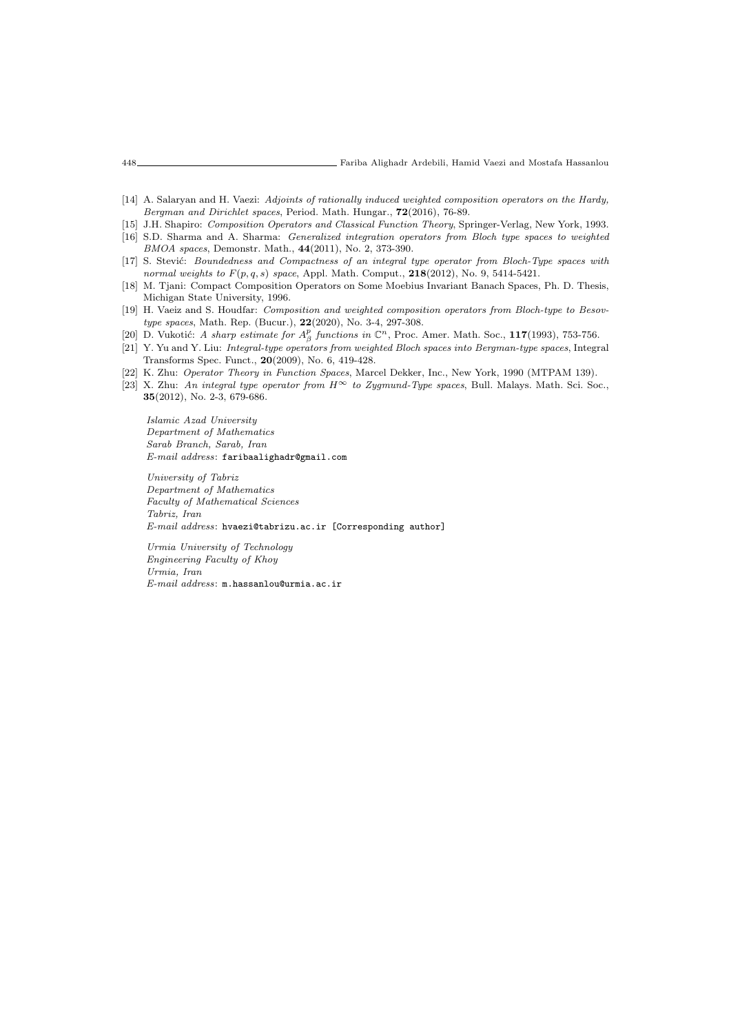[14] A. Salaryan and H. Vaezi: *Adjoints of rationally induced weighted composition operators on the Hardy, Bergman and Dirichlet spaces*, Period. Math. Hungar., **72**(2016), 76-89.

[15] J.H. Shapiro: *Composition Operators and Classical Function Theory*, Springer-Verlag, New York, 1993.

[16] S.D. Sharma and A. Sharma: *Generalized integration operators from Bloch type spaces to weighted BMOA spaces*, Demonstr. Math., **44**(2011), No. 2, 373-390.

[17] S. Stević: *Boundedness and Compactness of an integral type operator from Bloch-Type spaces with normal weights to $F(p, q, s)$ space*, Appl. Math. Comput., **218**(2012), No. 9, 5414-5421.

[18] M. Tjani: Compact Composition Operators on Some Moebius Invariant Banach Spaces, Ph. D. Thesis, Michigan State University, 1996.

[19] H. Vaeiz and S. Houdfar: *Composition and weighted composition operators from Bloch-type to Besov-type spaces*, Math. Rep. (Bucur.), **22**(2020), No. 3-4, 297-308.

[20] D. Vukotić: *A sharp estimate for $A^p_\beta$ functions in $\mathbb{C}^n$*, Proc. Amer. Math. Soc., **117**(1993), 753-756.

[21] Y. Yu and Y. Liu: *Integral-type operators from weighted Bloch spaces into Bergman-type spaces*, Integral Transforms Spec. Funct., **20**(2009), No. 6, 419-428.

[22] K. Zhu: *Operator Theory in Function Spaces*, Marcel Dekker, Inc., New York, 1990 (MTPAM 139).

[23] X. Zhu: *An integral type operator from $H^\infty$ to Zygmund-Type spaces*, Bull. Malays. Math. Sci. Soc., **35**(2012), No. 2-3, 679-686.

*Islamic Azad University*
*Department of Mathematics*
*Sarab Branch, Sarab, Iran*
*E-mail address*: faribaalighadr@gmail.com

*University of Tabriz*
*Department of Mathematics*
*Faculty of Mathematical Sciences*
*Tabriz, Iran*
*E-mail address*: hvaezi@tabrizu.ac.ir [Corresponding author]

*Urmia University of Technology*
*Engineering Faculty of Khoy*
*Urmia, Iran*
*E-mail address*: m.hassanlou@urmia.ac.ir